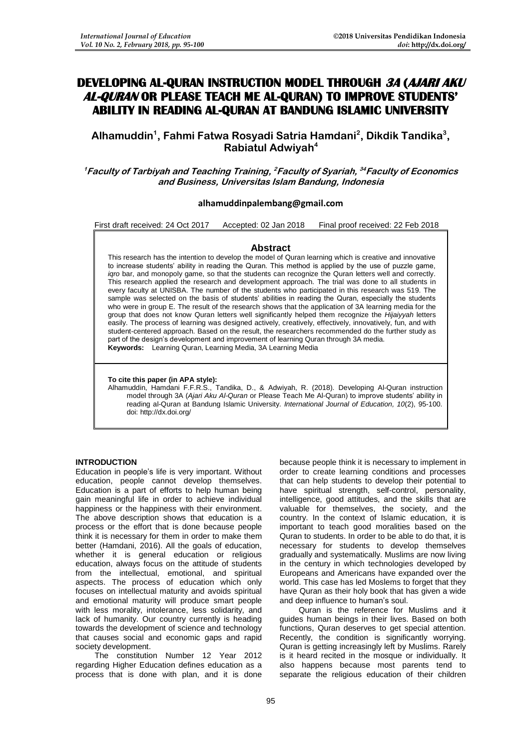# DEVELOPING AL-QURAN INSTRUCTION MODEL THROUGH *3A* (*AJARI AKU AL-QURAN* OR PLEASE TEACH ME AL-QURAN) TO IMPROVE STUDENTS' ABILITY IN READING AL-QURAN AT BANDUNG ISLAMIC UNIVERSITY

**Alhamuddin[1], Fahmi Fatwa Rosyadi Satria Hamdani[2], Dikdik Tandika[3], Rabiatul Adwiyah[4]**

***[1]Faculty of Tarbiyah and Teaching Training, [2]Faculty of Syariah, [34]Faculty of Economics and Business, Universitas Islam Bandung, Indonesia***

**alhamuddinpalembang@gmail.com**

First draft received: 24 Oct 2017 Accepted: 02 Jan 2018 Final proof received: 22 Feb 2018

## Abstract

This research has the intention to develop the model of Quran learning which is creative and innovative to increase students' ability in reading the Quran. This method is applied by the use of puzzle game, *iqro* bar, and monopoly game, so that the students can recognize the Quran letters well and correctly. This research applied the research and development approach. The trial was done to all students in every faculty at UNISBA. The number of the students who participated in this research was 519. The sample was selected on the basis of students' abilities in reading the Quran, especially the students who were in group E. The result of the research shows that the application of 3A learning media for the group that does not know Quran letters well significantly helped them recognize the *Hijaiyyah* letters easily. The process of learning was designed actively, creatively, effectively, innovatively, fun, and with student-centered approach. Based on the result, the researchers recommended do the further study as part of the design's development and improvement of learning Quran through 3A media.

**Keywords:** Learning Quran, Learning Media, 3A Learning Media

**To cite this paper (in APA style):**

Alhamuddin, Hamdani F.F.R.S., Tandika, D., & Adwiyah, R. (2018). Developing Al-Quran instruction model through 3A (*Ajari Aku Al-Quran* or Please Teach Me Al-Quran) to improve students' ability in reading al-Quran at Bandung Islamic University. *International Journal of Education, 10*(2), 95-100. doi: http://dx.doi.org/

## INTRODUCTION

Education in people's life is very important. Without education, people cannot develop themselves. Education is a part of efforts to help human being gain meaningful life in order to achieve individual happiness or the happiness with their environment. The above description shows that education is a process or the effort that is done because people think it is necessary for them in order to make them better (Hamdani, 2016). All the goals of education, whether it is general education or religious education, always focus on the attitude of students from the intellectual, emotional, and spiritual aspects. The process of education which only focuses on intellectual maturity and avoids spiritual and emotional maturity will produce smart people with less morality, intolerance, less solidarity, and lack of humanity. Our country currently is heading towards the development of science and technology that causes social and economic gaps and rapid society development.

The constitution Number 12 Year 2012 regarding Higher Education defines education as a process that is done with plan, and it is done because people think it is necessary to implement in order to create learning conditions and processes that can help students to develop their potential to have spiritual strength, self-control, personality, intelligence, good attitudes, and the skills that are valuable for themselves, the society, and the country. In the context of Islamic education, it is important to teach good moralities based on the Quran to students. In order to be able to do that, it is necessary for students to develop themselves gradually and systematically. Muslims are now living in the century in which technologies developed by Europeans and Americans have expanded over the world. This case has led Moslems to forget that they have Quran as their holy book that has given a wide and deep influence to human's soul.

Quran is the reference for Muslims and it guides human beings in their lives. Based on both functions, Quran deserves to get special attention. Recently, the condition is significantly worrying. Quran is getting increasingly left by Muslims. Rarely is it heard recited in the mosque or individually. It also happens because most parents tend to separate the religious education of their children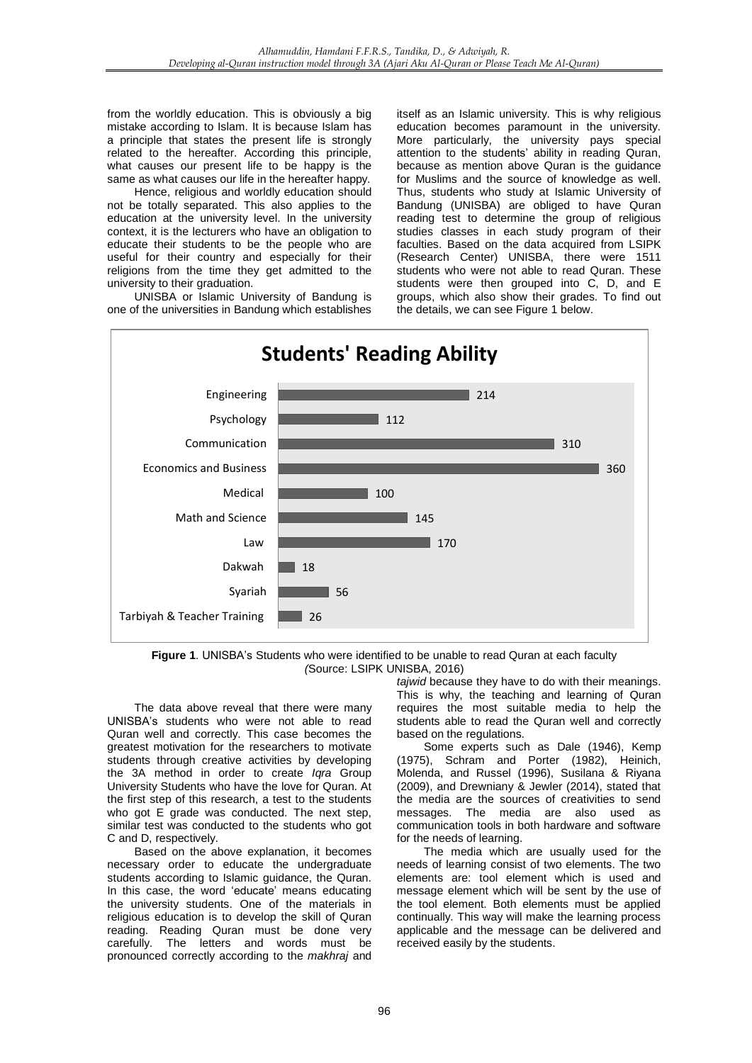from the worldly education. This is obviously a big mistake according to Islam. It is because Islam has a principle that states the present life is strongly related to the hereafter. According this principle, what causes our present life to be happy is the same as what causes our life in the hereafter happy.

Hence, religious and worldly education should not be totally separated. This also applies to the education at the university level. In the university context, it is the lecturers who have an obligation to educate their students to be the people who are useful for their country and especially for their religions from the time they get admitted to the university to their graduation.

UNISBA or Islamic University of Bandung is one of the universities in Bandung which establishes itself as an Islamic university. This is why religious education becomes paramount in the university. More particularly, the university pays special attention to the students' ability in reading Quran, because as mention above Quran is the guidance for Muslims and the source of knowledge as well. Thus, students who study at Islamic University of Bandung (UNISBA) are obliged to have Quran reading test to determine the group of religious studies classes in each study program of their faculties. Based on the data acquired from LSIPK (Research Center) UNISBA, there were 1511 students who were not able to read Quran. These students were then grouped into C, D, and E groups, which also show their grades. To find out the details, we can see Figure 1 below.

**Students' Reading Ability**

| Faculty | Number of students |
|---|---|
| Engineering | 214 |
| Psychology | 112 |
| Communication | 310 |
| Economics and Business | 360 |
| Medical | 100 |
| Math and Science | 145 |
| Law | 170 |
| Dakwah | 18 |
| Syariah | 56 |
| Tarbiyah & Teacher Training | 26 |

**Figure 1**. UNISBA's Students who were identified to be unable to read Quran at each faculty (Source: LSIPK UNISBA, 2016)

The data above reveal that there were many UNISBA's students who were not able to read Quran well and correctly. This case becomes the greatest motivation for the researchers to motivate students through creative activities by developing the 3A method in order to create *Iqra* Group University Students who have the love for Quran. At the first step of this research, a test to the students who got E grade was conducted. The next step, similar test was conducted to the students who got C and D, respectively.

Based on the above explanation, it becomes necessary order to educate the undergraduate students according to Islamic guidance, the Quran. In this case, the word 'educate' means educating the university students. One of the materials in religious education is to develop the skill of Quran reading. Reading Quran must be done very carefully. The letters and words must be pronounced correctly according to the *makhraj* and *tajwid* because they have to do with their meanings. This is why, the teaching and learning of Quran requires the most suitable media to help the students able to read the Quran well and correctly based on the regulations.

Some experts such as Dale (1946), Kemp (1975), Schram and Porter (1982), Heinich, Molenda, and Russel (1996), Susilana & Riyana (2009), and Drewniany & Jewler (2014), stated that the media are the sources of creativities to send messages. The media are also used as communication tools in both hardware and software for the needs of learning.

The media which are usually used for the needs of learning consist of two elements. The two elements are: tool element which is used and message element which will be sent by the use of the tool element. Both elements must be applied continually. This way will make the learning process applicable and the message can be delivered and received easily by the students.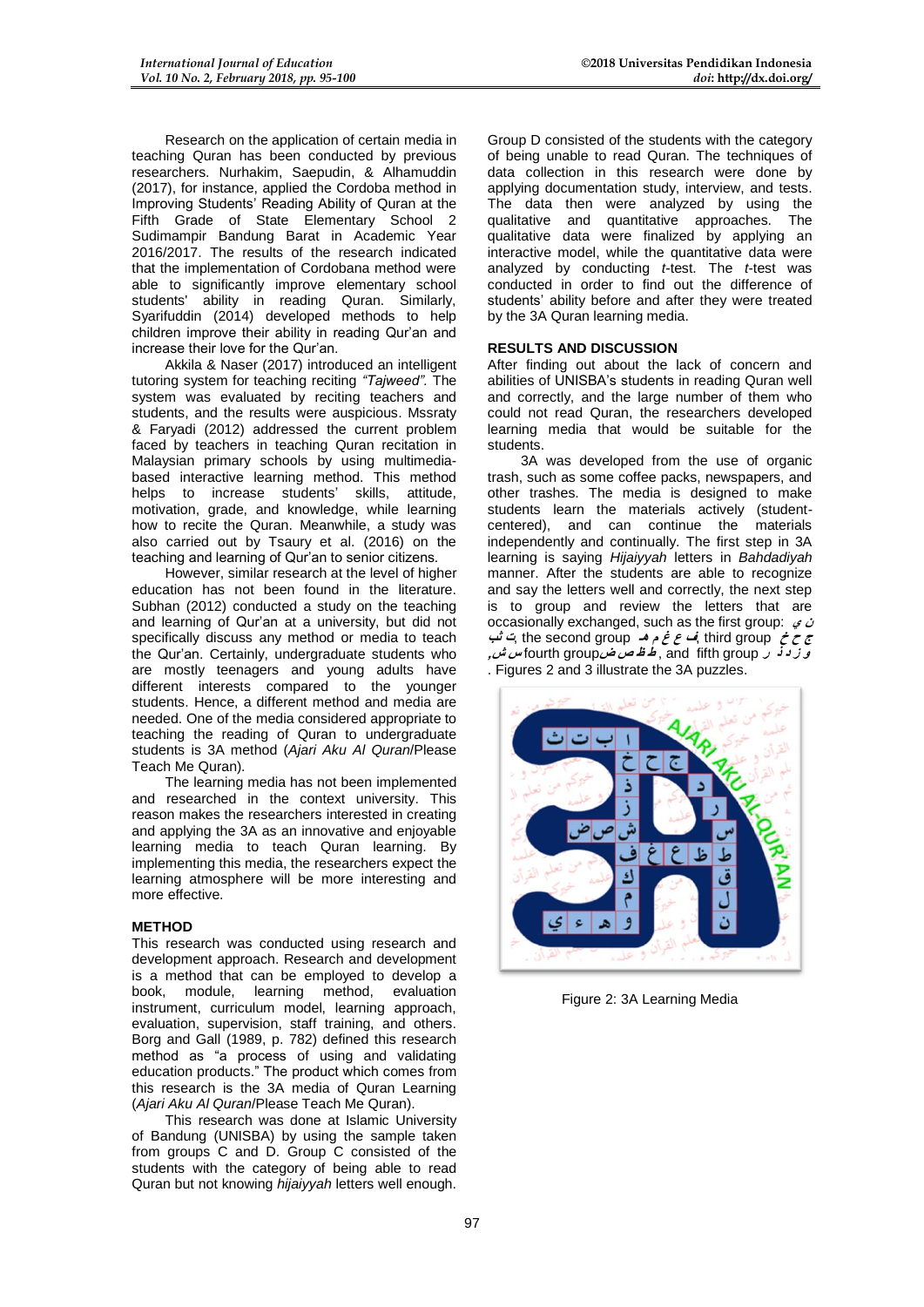Research on the application of certain media in teaching Quran has been conducted by previous researchers. Nurhakim, Saepudin, & Alhamuddin (2017), for instance, applied the Cordoba method in Improving Students' Reading Ability of Quran at the Fifth Grade of State Elementary School 2 Sudimampir Bandung Barat in Academic Year 2016/2017. The results of the research indicated that the implementation of Cordobana method were able to significantly improve elementary school students' ability in reading Quran. Similarly, Syarifuddin (2014) developed methods to help children improve their ability in reading Qur'an and increase their love for the Qur'an.

Akkila & Naser (2017) introduced an intelligent tutoring system for teaching reciting *"Tajweed"*. The system was evaluated by reciting teachers and students, and the results were auspicious. Mssraty & Faryadi (2012) addressed the current problem faced by teachers in teaching Quran recitation in Malaysian primary schools by using multimedia-based interactive learning method. This method helps to increase students' skills, attitude, motivation, grade, and knowledge, while learning how to recite the Quran. Meanwhile, a study was also carried out by Tsaury et al. (2016) on the teaching and learning of Qur'an to senior citizens.

However, similar research at the level of higher education has not been found in the literature. Subhan (2012) conducted a study on the teaching and learning of Qur'an at a university, but did not specifically discuss any method or media to teach the Qur'an. Certainly, undergraduate students who are mostly teenagers and young adults have different interests compared to the younger students. Hence, a different method and media are needed. One of the media considered appropriate to teaching the reading of Quran to undergraduate students is 3A method (*Ajari Aku Al Quran*/Please Teach Me Quran).

The learning media has not been implemented and researched in the context university. This reason makes the researchers interested in creating and applying the 3A as an innovative and enjoyable learning media to teach Quran learning. By implementing this media, the researchers expect the learning atmosphere will be more interesting and more effective.

## METHOD

This research was conducted using research and development approach. Research and development is a method that can be employed to develop a book, module, learning method, evaluation instrument, curriculum model, learning approach, evaluation, supervision, staff training, and others. Borg and Gall (1989, p. 782) defined this research method as "a process of using and validating education products." The product which comes from this research is the 3A media of Quran Learning (*Ajari Aku Al Quran*/Please Teach Me Quran).

This research was done at Islamic University of Bandung (UNISBA) by using the sample taken from groups C and D. Group C consisted of the students with the category of being able to read Quran but not knowing *hijaiyyah* letters well enough. Group D consisted of the students with the category of being unable to read Quran. The techniques of data collection in this research were done by applying documentation study, interview, and tests. The data then were analyzed by using the qualitative and quantitative approaches. The qualitative data were finalized by applying an interactive model, while the quantitative data were analyzed by conducting *t*-test. The *t*-test was conducted in order to find out the difference of students' ability before and after they were treated by the 3A Quran learning media.

## RESULTS AND DISCUSSION

After finding out about the lack of concern and abilities of UNISBA's students in reading Quran well and correctly, and the large number of them who could not read Quran, the researchers developed learning media that would be suitable for the students.

3A was developed from the use of organic trash, such as some coffee packs, newspapers, and other trashes. The media is designed to make students learn the materials actively (student-centered), and can continue the materials independently and continually. The first step in 3A learning is saying *Hijaiyyah* letters in *Bahdadiyah* manner. After the students are able to recognize and say the letters well and correctly, the next step is to group and review the letters that are occasionally exchanged, such as the first group: ن ي ت ث ب, the second group ف ع غ م هـ, third group ج ح خ, fourth group س ش, ط ظ ص ض, and fifth group و ز د ذ ر. Figures 2 and 3 illustrate the 3A puzzles.

Figure 2: 3A Learning Media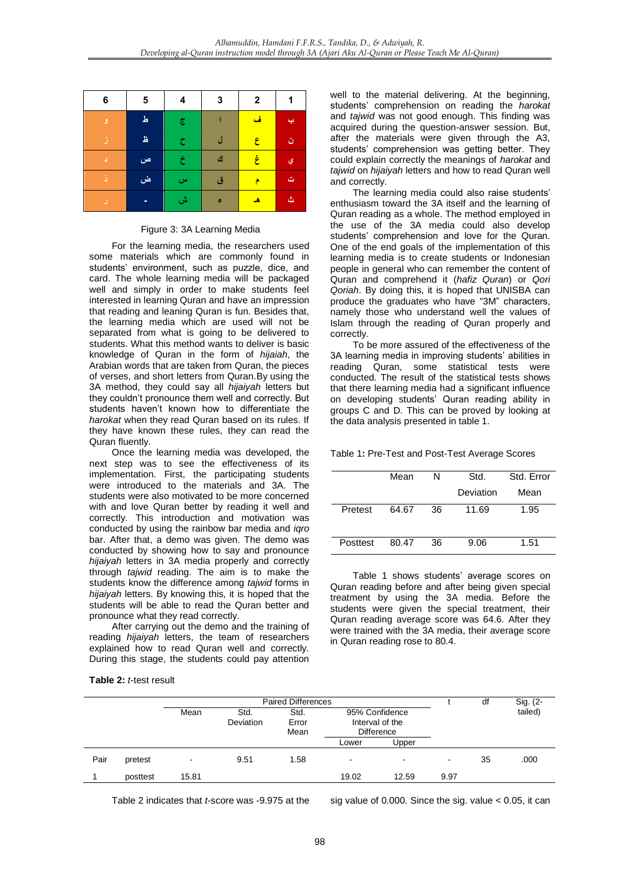| 6 | 5 | 4 | 3 | 2 | 1 |
|---|---|---|---|---|---|
| و | ط | ج | ا | ف | ب |
| ز | ظ | ح | ل | ع | ن |
| د | ص | خ | ك | غ | ي |
| ذ | ض | س | ق | م | ت |
| ر | - | ش | ء | هـ | ث |

Figure 3: 3A Learning Media

For the learning media, the researchers used some materials which are commonly found in students' environment, such as puzzle, dice, and card. The whole learning media will be packaged well and simply in order to make students feel interested in learning Quran and have an impression that reading and leaning Quran is fun. Besides that, the learning media which are used will not be separated from what is going to be delivered to students. What this method wants to deliver is basic knowledge of Quran in the form of *hijaiah*, the Arabian words that are taken from Quran, the pieces of verses, and short letters from Quran.By using the 3A method, they could say all *hijaiyah* letters but they couldn't pronounce them well and correctly. But students haven't known how to differentiate the *harokat* when they read Quran based on its rules. If they have known these rules, they can read the Quran fluently.

Once the learning media was developed, the next step was to see the effectiveness of its implementation. First, the participating students were introduced to the materials and 3A. The students were also motivated to be more concerned with and love Quran better by reading it well and correctly. This introduction and motivation was conducted by using the rainbow bar media and *iqro* bar. After that, a demo was given. The demo was conducted by showing how to say and pronounce *hijaiyah* letters in 3A media properly and correctly through *tajwid* reading. The aim is to make the students know the difference among *tajwid* forms in *hijaiyah* letters. By knowing this, it is hoped that the students will be able to read the Quran better and pronounce what they read correctly.

After carrying out the demo and the training of reading *hijaiyah* letters, the team of researchers explained how to read Quran well and correctly. During this stage, the students could pay attention well to the material delivering. At the beginning, students' comprehension on reading the *harokat* and *tajwid* was not good enough. This finding was acquired during the question-answer session. But, after the materials were given through the A3, students' comprehension was getting better. They could explain correctly the meanings of *harokat* and *tajwid* on *hijaiyah* letters and how to read Quran well and correctly.

The learning media could also raise students' enthusiasm toward the 3A itself and the learning of Quran reading as a whole. The method employed in the use of the 3A media could also develop students' comprehension and love for the Quran. One of the end goals of the implementation of this learning media is to create students or Indonesian people in general who can remember the content of Quran and comprehend it (*hafiz Quran*) or *Qori Qoriah*. By doing this, it is hoped that UNISBA can produce the graduates who have "3M" characters, namely those who understand well the values of Islam through the reading of Quran properly and correctly.

To be more assured of the effectiveness of the 3A learning media in improving students' abilities in reading Quran, some statistical tests were conducted. The result of the statistical tests shows that there learning media had a significant influence on developing students' Quran reading ability in groups C and D. This can be proved by looking at the data analysis presented in table 1.

Table 1**:** Pre-Test and Post-Test Average Scores

| | Mean | N | Std. Deviation | Std. Error Mean |
|---|---|---|---|---|
| Pretest | 64.67 | 36 | 11.69 | 1.95 |
| Posttest | 80.47 | 36 | 9.06 | 1.51 |

Table 1 shows students' average scores on Quran reading before and after being given special treatment by using the 3A media. Before the students were given the special treatment, their Quran reading average score was 64.6. After they were trained with the 3A media, their average score in Quran reading rose to 80.4.

**Table 2:** *t*-test result

| | | Paired Differences | | | | | t | df | Sig. (2-tailed) |
|---|---|---|---|---|---|---|---|---|---|
| | | Mean | Std. Deviation | Std. Error Mean | 95% Confidence Interval of the Difference | | | | |
| | | | | | Lower | Upper | | | |
| Pair 1 | pretest posttest | -15.81 | 9.51 | 1.58 | -19.02 | -12.59 | -9.97 | 35 | .000 |

Table 2 indicates that *t*-score was -9.975 at the sig value of 0.000. Since the sig. value < 0.05, it can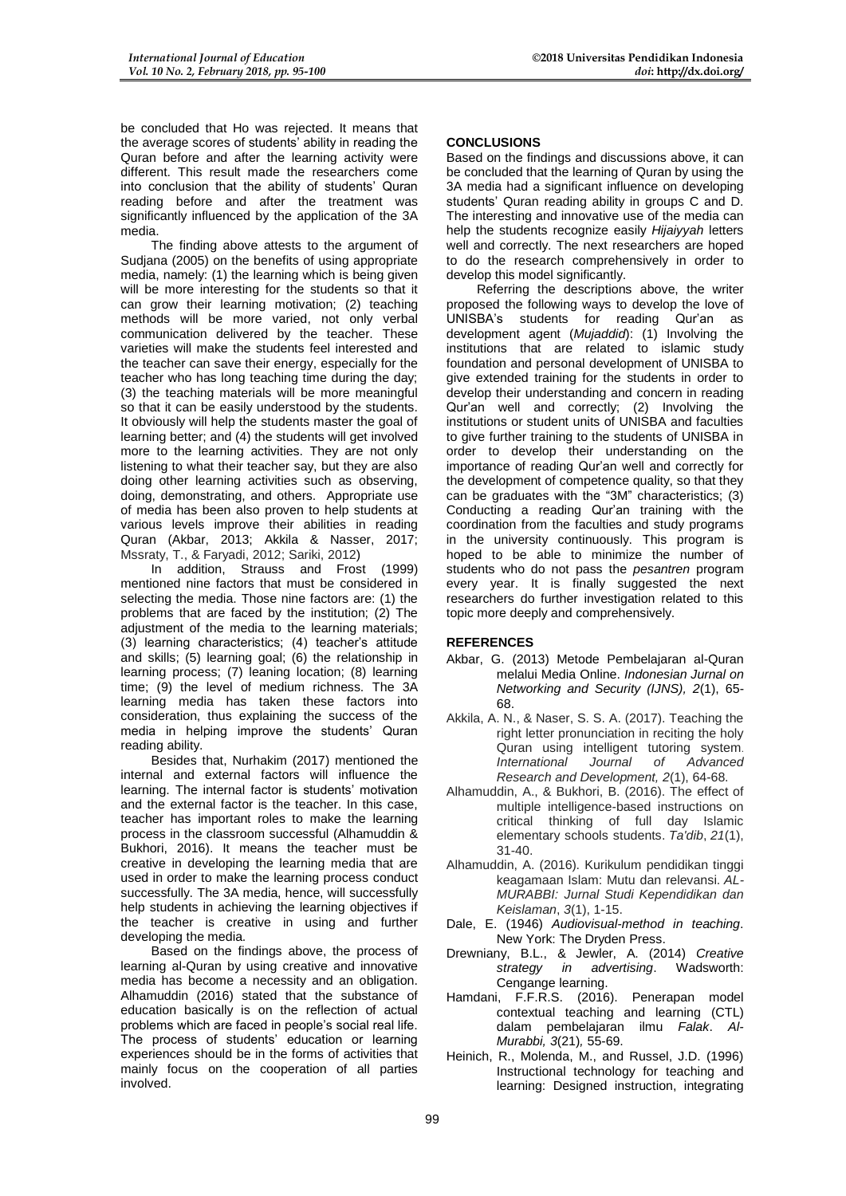be concluded that Ho was rejected. It means that the average scores of students' ability in reading the Quran before and after the learning activity were different. This result made the researchers come into conclusion that the ability of students' Quran reading before and after the treatment was significantly influenced by the application of the 3A media.

The finding above attests to the argument of Sudjana (2005) on the benefits of using appropriate media, namely: (1) the learning which is being given will be more interesting for the students so that it can grow their learning motivation; (2) teaching methods will be more varied, not only verbal communication delivered by the teacher. These varieties will make the students feel interested and the teacher can save their energy, especially for the teacher who has long teaching time during the day; (3) the teaching materials will be more meaningful so that it can be easily understood by the students. It obviously will help the students master the goal of learning better; and (4) the students will get involved more to the learning activities. They are not only listening to what their teacher say, but they are also doing other learning activities such as observing, doing, demonstrating, and others. Appropriate use of media has been also proven to help students at various levels improve their abilities in reading Quran (Akbar, 2013; Akkila & Nasser, 2017; Mssraty, T., & Faryadi, 2012; Sariki, 2012)

In addition, Strauss and Frost (1999) mentioned nine factors that must be considered in selecting the media. Those nine factors are: (1) the problems that are faced by the institution; (2) The adjustment of the media to the learning materials; (3) learning characteristics; (4) teacher's attitude and skills; (5) learning goal; (6) the relationship in learning process; (7) leaning location; (8) learning time; (9) the level of medium richness. The 3A learning media has taken these factors into consideration, thus explaining the success of the media in helping improve the students' Quran reading ability.

Besides that, Nurhakim (2017) mentioned the internal and external factors will influence the learning. The internal factor is students' motivation and the external factor is the teacher. In this case, teacher has important roles to make the learning process in the classroom successful (Alhamuddin & Bukhori, 2016). It means the teacher must be creative in developing the learning media that are used in order to make the learning process conduct successfully. The 3A media, hence, will successfully help students in achieving the learning objectives if the teacher is creative in using and further developing the media.

Based on the findings above, the process of learning al-Quran by using creative and innovative media has become a necessity and an obligation. Alhamuddin (2016) stated that the substance of education basically is on the reflection of actual problems which are faced in people's social real life. The process of students' education or learning experiences should be in the forms of activities that mainly focus on the cooperation of all parties involved.

## CONCLUSIONS

Based on the findings and discussions above, it can be concluded that the learning of Quran by using the 3A media had a significant influence on developing students' Quran reading ability in groups C and D. The interesting and innovative use of the media can help the students recognize easily *Hijaiyyah* letters well and correctly. The next researchers are hoped to do the research comprehensively in order to develop this model significantly.

Referring the descriptions above, the writer proposed the following ways to develop the love of UNISBA's students for reading Qur'an as development agent (*Mujaddid*): (1) Involving the institutions that are related to islamic study foundation and personal development of UNISBA to give extended training for the students in order to develop their understanding and concern in reading Qur'an well and correctly; (2) Involving the institutions or student units of UNISBA and faculties to give further training to the students of UNISBA in order to develop their understanding on the importance of reading Qur'an well and correctly for the development of competence quality, so that they can be graduates with the "3M" characteristics; (3) Conducting a reading Qur'an training with the coordination from the faculties and study programs in the university continuously. This program is hoped to be able to minimize the number of students who do not pass the *pesantren* program every year. It is finally suggested the next researchers do further investigation related to this topic more deeply and comprehensively.

## REFERENCES

Akbar, G. (2013) Metode Pembelajaran al-Quran melalui Media Online. *Indonesian Jurnal on Networking and Security (IJNS), 2*(1), 65-68.

Akkila, A. N., & Naser, S. S. A. (2017). Teaching the right letter pronunciation in reciting the holy Quran using intelligent tutoring system. *International Journal of Advanced Research and Development, 2*(1), 64-68.

Alhamuddin, A., & Bukhori, B. (2016). The effect of multiple intelligence-based instructions on critical thinking of full day Islamic elementary schools students. *Ta'dib*, *21*(1), 31-40.

Alhamuddin, A. (2016). Kurikulum pendidikan tinggi keagamaan Islam: Mutu dan relevansi. *AL-MURABBI: Jurnal Studi Kependidikan dan Keislaman*, *3*(1), 1-15.

Dale, E. (1946) *Audiovisual-method in teaching*. New York: The Dryden Press.

Drewniany, B.L., & Jewler, A. (2014) *Creative strategy in advertising*. Wadsworth: Cengange learning.

Hamdani, F.F.R.S. (2016). Penerapan model contextual teaching and learning (CTL) dalam pembelajaran ilmu *Falak*. *Al-Murabbi, 3*(21)*,* 55-69.

Heinich, R., Molenda, M., and Russel, J.D. (1996) Instructional technology for teaching and learning: Designed instruction, integrating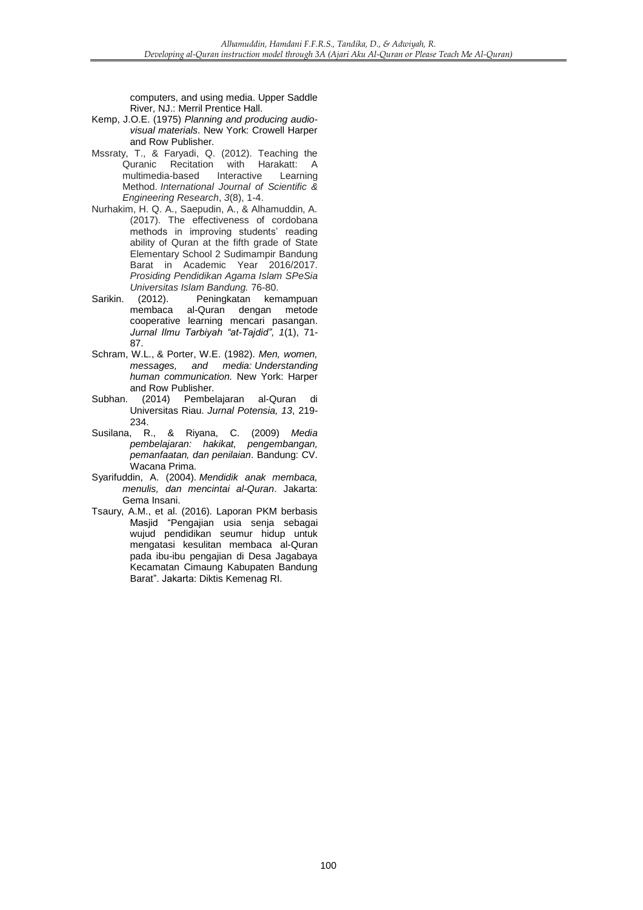computers, and using media. Upper Saddle River, NJ.: Merril Prentice Hall.

Kemp, J.O.E. (1975) *Planning and producing audio-visual materials*. New York: Crowell Harper and Row Publisher.

Mssraty, T., & Faryadi, Q. (2012). Teaching the Quranic Recitation with Harakatt: A multimedia-based Interactive Learning Method. *International Journal of Scientific & Engineering Research*, *3*(8), 1-4.

Nurhakim, H. Q. A., Saepudin, A., & Alhamuddin, A. (2017). The effectiveness of cordobana methods in improving students' reading ability of Quran at the fifth grade of State Elementary School 2 Sudimampir Bandung Barat in Academic Year 2016/2017. *Prosiding Pendidikan Agama Islam SPeSia Universitas Islam Bandung.* 76-80.

Sarikin. (2012). Peningkatan kemampuan membaca al-Quran dengan metode cooperative learning mencari pasangan. *Jurnal Ilmu Tarbiyah "at-Tajdid", 1*(1), 71-87.

Schram, W.L., & Porter, W.E. (1982). *Men, women, messages, and media: Understanding human communication.* New York: Harper and Row Publisher.

Subhan. (2014) Pembelajaran al-Quran di Universitas Riau. *Jurnal Potensia, 13*, 219-234.

Susilana, R., & Riyana, C. (2009) *Media pembelajaran: hakikat, pengembangan, pemanfaatan, dan penilaian*. Bandung: CV. Wacana Prima.

Syarifuddin, A. (2004). *Mendidik anak membaca, menulis, dan mencintai al-Quran*. Jakarta: Gema Insani.

Tsaury, A.M., et al. (2016). Laporan PKM berbasis Masjid "Pengajian usia senja sebagai wujud pendidikan seumur hidup untuk mengatasi kesulitan membaca al-Quran pada ibu-ibu pengajian di Desa Jagabaya Kecamatan Cimaung Kabupaten Bandung Barat". Jakarta: Diktis Kemenag RI.